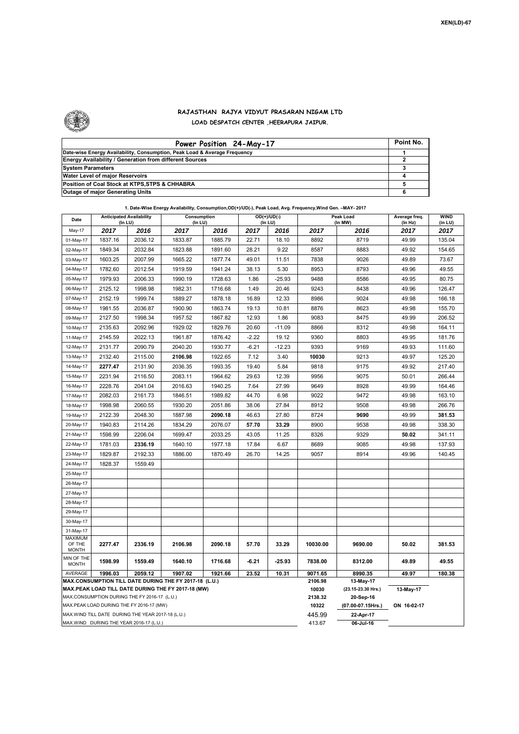XEN(LD)-67

## RAJASTHAN RAJYA VIDYUT PRASARAN NIGAM LTD
### LOAD DESPATCH CENTER ,HEERAPURA JAIPUR.

| Power Position 24-May-17 | Point No. |
|---|---|
| Date-wise Energy Availability, Consumption, Peak Load & Average Frequency | 1 |
| Energy Availability / Generation from different Sources | 2 |
| System Parameters | 3 |
| Water Level of major Reservoirs | 4 |
| Position of Coal Stock at KTPS,STPS & CHHABRA | 5 |
| Outage of major Generating Units | 6 |

**1. Date-Wise Energy Availability, Consumption,OD(+)/UD(-), Peak Load, Avg. Frequency,Wind Gen. –MAY- 2017**

| Date | Anticipated Availability (In LU) | | Consumption (In LU) | | OD(+)/UD(-) (In LU) | | Peak Load (In MW) | | Average freq. (In Hz) | WIND (in LU) |
|---|---|---|---|---|---|---|---|---|---|---|
| May-17 | 2017 | 2016 | 2017 | 2016 | 2017 | 2016 | 2017 | 2016 | 2017 | 2017 |
| 01-May-17 | 1837.16 | 2036.12 | 1833.87 | 1885.79 | 22.71 | 18.10 | 8892 | 8719 | 49.99 | 135.04 |
| 02-May-17 | 1849.34 | 2032.84 | 1823.88 | 1891.60 | 28.21 | 9.22 | 8587 | 8883 | 49.92 | 154.65 |
| 03-May-17 | 1603.25 | 2007.99 | 1665.22 | 1877.74 | 49.01 | 11.51 | 7838 | 9026 | 49.89 | 73.67 |
| 04-May-17 | 1782.60 | 2012.54 | 1919.59 | 1941.24 | 38.13 | 5.30 | 8953 | 8793 | 49.96 | 49.55 |
| 05-May-17 | 1979.93 | 2006.33 | 1990.19 | 1728.63 | 1.86 | -25.93 | 9488 | 8586 | 49.95 | 80.75 |
| 06-May-17 | 2125.12 | 1998.98 | 1982.31 | 1716.68 | 1.49 | 20.46 | 9243 | 8438 | 49.96 | 126.47 |
| 07-May-17 | 2152.19 | 1999.74 | 1889.27 | 1878.18 | 16.89 | 12.33 | 8986 | 9024 | 49.98 | 166.18 |
| 08-May-17 | 1981.55 | 2036.87 | 1900.90 | 1863.74 | 19.13 | 10.81 | 8876 | 8623 | 49.98 | 155.70 |
| 09-May-17 | 2127.50 | 1998.34 | 1957.52 | 1867.82 | 12.93 | 1.86 | 9083 | 8475 | 49.99 | 206.52 |
| 10-May-17 | 2135.63 | 2092.96 | 1929.02 | 1829.76 | 20.60 | -11.09 | 8866 | 8312 | 49.98 | 164.11 |
| 11-May-17 | 2145.59 | 2022.13 | 1961.87 | 1876.42 | -2.22 | 19.12 | 9360 | 8803 | 49.95 | 181.76 |
| 12-May-17 | 2131.77 | 2090.79 | 2040.20 | 1930.77 | -6.21 | -12.23 | 9393 | 9169 | 49.93 | 111.60 |
| 13-May-17 | 2132.40 | 2115.00 | **2106.98** | 1922.65 | 7.12 | 3.40 | **10030** | 9213 | 49.97 | 125.20 |
| 14-May-17 | **2277.47** | 2131.90 | 2036.35 | 1993.35 | 19.40 | 5.84 | 9818 | 9175 | 49.92 | 217.40 |
| 15-May-17 | 2231.94 | 2116.50 | 2083.11 | 1964.62 | 29.63 | 12.39 | 9956 | 9075 | 50.01 | 266.44 |
| 16-May-17 | 2228.76 | 2041.04 | 2016.63 | 1940.25 | 7.64 | 27.99 | 9649 | 8928 | 49.99 | 164.46 |
| 17-May-17 | 2082.03 | 2161.73 | 1846.51 | 1989.82 | 44.70 | 6.98 | 9022 | 9472 | 49.98 | 163.10 |
| 18-May-17 | 1998.98 | 2060.55 | 1930.20 | 2051.86 | 38.06 | 27.84 | 8912 | 9508 | 49.98 | 266.76 |
| 19-May-17 | 2122.39 | 2048.30 | 1887.98 | **2090.18** | 46.63 | 27.80 | 8724 | **9690** | 49.99 | 381.53 |
| 20-May-17 | 1940.83 | 2114.26 | 1834.29 | 2076.07 | **57.70** | **33.29** | 8900 | 9538 | 49.98 | 338.30 |
| 21-May-17 | 1598.99 | 2206.04 | 1699.47 | 2033.25 | 43.05 | 11.25 | 8326 | 9329 | **50.02** | 341.11 |
| 22-May-17 | 1781.03 | **2336.19** | 1640.10 | 1977.18 | 17.84 | 6.67 | 8689 | 9085 | 49.98 | 137.93 |
| 23-May-17 | 1829.87 | 2192.33 | 1886.00 | 1870.49 | 26.70 | 14.25 | 9057 | 8914 | 49.96 | 140.45 |
| 24-May-17 | 1828.37 | 1559.49 | | | | | | | | |
| 25-May-17 | | | | | | | | | | |
| 26-May-17 | | | | | | | | | | |
| 27-May-17 | | | | | | | | | | |
| 28-May-17 | | | | | | | | | | |
| 29-May-17 | | | | | | | | | | |
| 30-May-17 | | | | | | | | | | |
| 31-May-17 | | | | | | | | | | |
| MAXIMUM OF THE MONTH | 2277.47 | 2336.19 | 2106.98 | 2090.18 | 57.70 | 33.29 | 10030.00 | 9690.00 | 50.02 | 381.53 |
| MIN OF THE MONTH | 1598.99 | 1559.49 | 1640.10 | 1716.68 | -6.21 | -25.93 | 7838.00 | 8312.00 | 49.89 | 49.55 |
| AVERAGE | 1996.03 | 2059.12 | 1907.02 | 1921.66 | 23.52 | 10.31 | 9071.65 | 8990.35 | 49.97 | 180.38 |
| MAX.CONSUMPTION TILL DATE DURING THE FY 2017-18 (L.U.) | | | | | | | 2106.98 | 13-May-17 | | |
| MAX.PEAK LOAD TILL DATE DURING THE FY 2017-18 (MW) | | | | | | | 10030 | (23.15-23.30 Hrs.) | 13-May-17 | |
| MAX.CONSUMPTION DURING THE FY 2016-17 (L.U.) | | | | | | | 2138.32 | 20-Sep-16 | | |
| MAX.PEAK LOAD DURING THE FY 2016-17 (MW) | | | | | | | 10322 | (07.00-07.15Hrs.) | ON 16-02-17 | |
| MAX.WIND TILL DATE DURING THE YEAR 2017-18 (L.U.) | | | | | | | 445.99 | 22-Apr-17 | | |
| MAX.WIND DURING THE YEAR 2016-17 (L.U.) | | | | | | | 413.67 | 06-Jul-16 | | |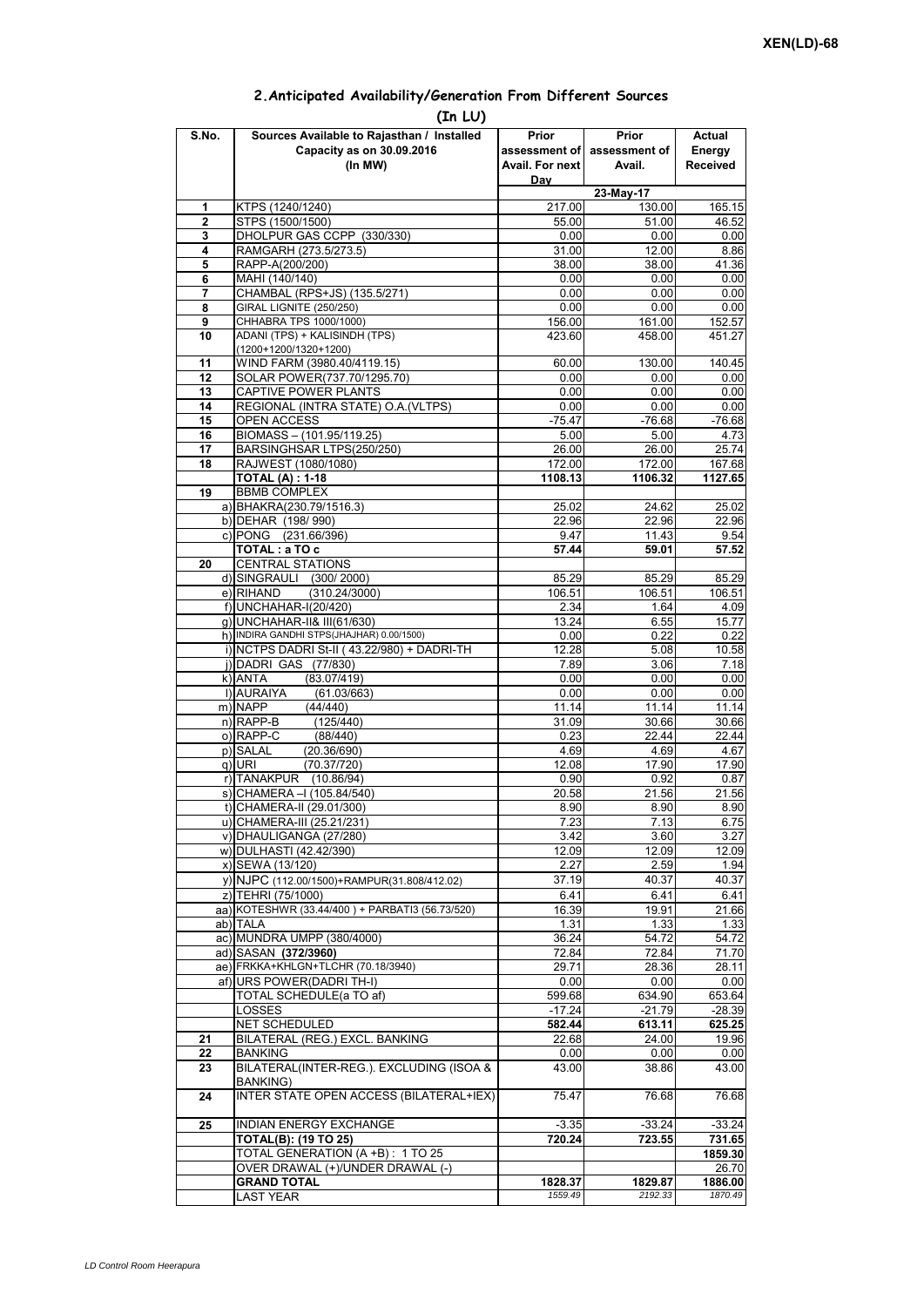XEN(LD)-68

## 2.Anticipated Availability/Generation From Different Sources

(In LU)

| S.No. | Sources Available to Rajasthan / Installed Capacity as on 30.09.2016 (In MW) | Prior assessment of Avail. For next Day | Prior assessment of Avail. | Actual Energy Received |
|---|---|---|---|---|
| | | | 23-May-17 | |
| 1 | KTPS (1240/1240) | 217.00 | 130.00 | 165.15 |
| 2 | STPS (1500/1500) | 55.00 | 51.00 | 46.52 |
| 3 | DHOLPUR GAS CCPP (330/330) | 0.00 | 0.00 | 0.00 |
| 4 | RAMGARH (273.5/273.5) | 31.00 | 12.00 | 8.86 |
| 5 | RAPP-A(200/200) | 38.00 | 38.00 | 41.36 |
| 6 | MAHI (140/140) | 0.00 | 0.00 | 0.00 |
| 7 | CHAMBAL (RPS+JS) (135.5/271) | 0.00 | 0.00 | 0.00 |
| 8 | GIRAL LIGNITE (250/250) | 0.00 | 0.00 | 0.00 |
| 9 | CHHABRA TPS 1000/1000) | 156.00 | 161.00 | 152.57 |
| 10 | ADANI (TPS) + KALISINDH (TPS) (1200+1200/1320+1200) | 423.60 | 458.00 | 451.27 |
| 11 | WIND FARM (3980.40/4119.15) | 60.00 | 130.00 | 140.45 |
| 12 | SOLAR POWER(737.70/1295.70) | 0.00 | 0.00 | 0.00 |
| 13 | CAPTIVE POWER PLANTS | 0.00 | 0.00 | 0.00 |
| 14 | REGIONAL (INTRA STATE) O.A.(VLTPS) | 0.00 | 0.00 | 0.00 |
| 15 | OPEN ACCESS | -75.47 | -76.68 | -76.68 |
| 16 | BIOMASS – (101.95/119.25) | 5.00 | 5.00 | 4.73 |
| 17 | BARSINGHSAR LTPS(250/250) | 26.00 | 26.00 | 25.74 |
| 18 | RAJWEST (1080/1080) | 172.00 | 172.00 | 167.68 |
| | **TOTAL (A) : 1-18** | **1108.13** | **1106.32** | **1127.65** |
| 19 | BBMB COMPLEX | | | |
| | a) BHAKRA(230.79/1516.3) | 25.02 | 24.62 | 25.02 |
| | b) DEHAR (198/ 990) | 22.96 | 22.96 | 22.96 |
| | c) PONG (231.66/396) | 9.47 | 11.43 | 9.54 |
| | **TOTAL : a TO c** | **57.44** | **59.01** | **57.52** |
| 20 | CENTRAL STATIONS | | | |
| | d) SINGRAULI (300/ 2000) | 85.29 | 85.29 | 85.29 |
| | e) RIHAND (310.24/3000) | 106.51 | 106.51 | 106.51 |
| | f) UNCHAHAR-I(20/420) | 2.34 | 1.64 | 4.09 |
| | g) UNCHAHAR-II& III(61/630) | 13.24 | 6.55 | 15.77 |
| | h) INDIRA GANDHI STPS(JHAJHAR) 0.00/1500) | 0.00 | 0.22 | 0.22 |
| | i) NCTPS DADRI St-II ( 43.22/980) + DADRI-TH | 12.28 | 5.08 | 10.58 |
| | j) DADRI GAS (77/830) | 7.89 | 3.06 | 7.18 |
| | k) ANTA (83.07/419) | 0.00 | 0.00 | 0.00 |
| | l) AURAIYA (61.03/663) | 0.00 | 0.00 | 0.00 |
| | m) NAPP (44/440) | 11.14 | 11.14 | 11.14 |
| | n) RAPP-B (125/440) | 31.09 | 30.66 | 30.66 |
| | o) RAPP-C (88/440) | 0.23 | 22.44 | 22.44 |
| | p) SALAL (20.36/690) | 4.69 | 4.69 | 4.67 |
| | q) URI (70.37/720) | 12.08 | 17.90 | 17.90 |
| | r) TANAKPUR (10.86/94) | 0.90 | 0.92 | 0.87 |
| | s) CHAMERA –I (105.84/540) | 20.58 | 21.56 | 21.56 |
| | t) CHAMERA-II (29.01/300) | 8.90 | 8.90 | 8.90 |
| | u) CHAMERA-III (25.21/231) | 7.23 | 7.13 | 6.75 |
| | v) DHAULIGANGA (27/280) | 3.42 | 3.60 | 3.27 |
| | w) DULHASTI (42.42/390) | 12.09 | 12.09 | 12.09 |
| | x) SEWA (13/120) | 2.27 | 2.59 | 1.94 |
| | y) NJPC (112.00/1500)+RAMPUR(31.808/412.02) | 37.19 | 40.37 | 40.37 |
| | z) TEHRI (75/1000) | 6.41 | 6.41 | 6.41 |
| | aa) KOTESHWR (33.44/400 ) + PARBATI3 (56.73/520) | 16.39 | 19.91 | 21.66 |
| | ab) TALA | 1.31 | 1.33 | 1.33 |
| | ac) MUNDRA UMPP (380/4000) | 36.24 | 54.72 | 54.72 |
| | ad) SASAN **(372/3960)** | 72.84 | 72.84 | 71.70 |
| | ae) FRKKA+KHLGN+TLCHR (70.18/3940) | 29.71 | 28.36 | 28.11 |
| | af) URS POWER(DADRI TH-I) | 0.00 | 0.00 | 0.00 |
| | TOTAL SCHEDULE(a TO af) | 599.68 | 634.90 | 653.64 |
| | LOSSES | -17.24 | -21.79 | -28.39 |
| | NET SCHEDULED | **582.44** | **613.11** | **625.25** |
| 21 | BILATERAL (REG.) EXCL. BANKING | 22.68 | 24.00 | 19.96 |
| 22 | BANKING | 0.00 | 0.00 | 0.00 |
| 23 | BILATERAL(INTER-REG.). EXCLUDING (ISOA & BANKING) | 43.00 | 38.86 | 43.00 |
| 24 | INTER STATE OPEN ACCESS (BILATERAL+IEX) | 75.47 | 76.68 | 76.68 |
| 25 | INDIAN ENERGY EXCHANGE | -3.35 | -33.24 | -33.24 |
| | **TOTAL(B): (19 TO 25)** | **720.24** | **723.55** | **731.65** |
| | TOTAL GENERATION (A +B) : 1 TO 25 | | | **1859.30** |
| | OVER DRAWAL (+)/UNDER DRAWAL (-) | | | 26.70 |
| | **GRAND TOTAL** | **1828.37** | **1829.87** | **1886.00** |
| | LAST YEAR | *1559.49* | *2192.33* | *1870.49* |

*LD Control Room Heerapura*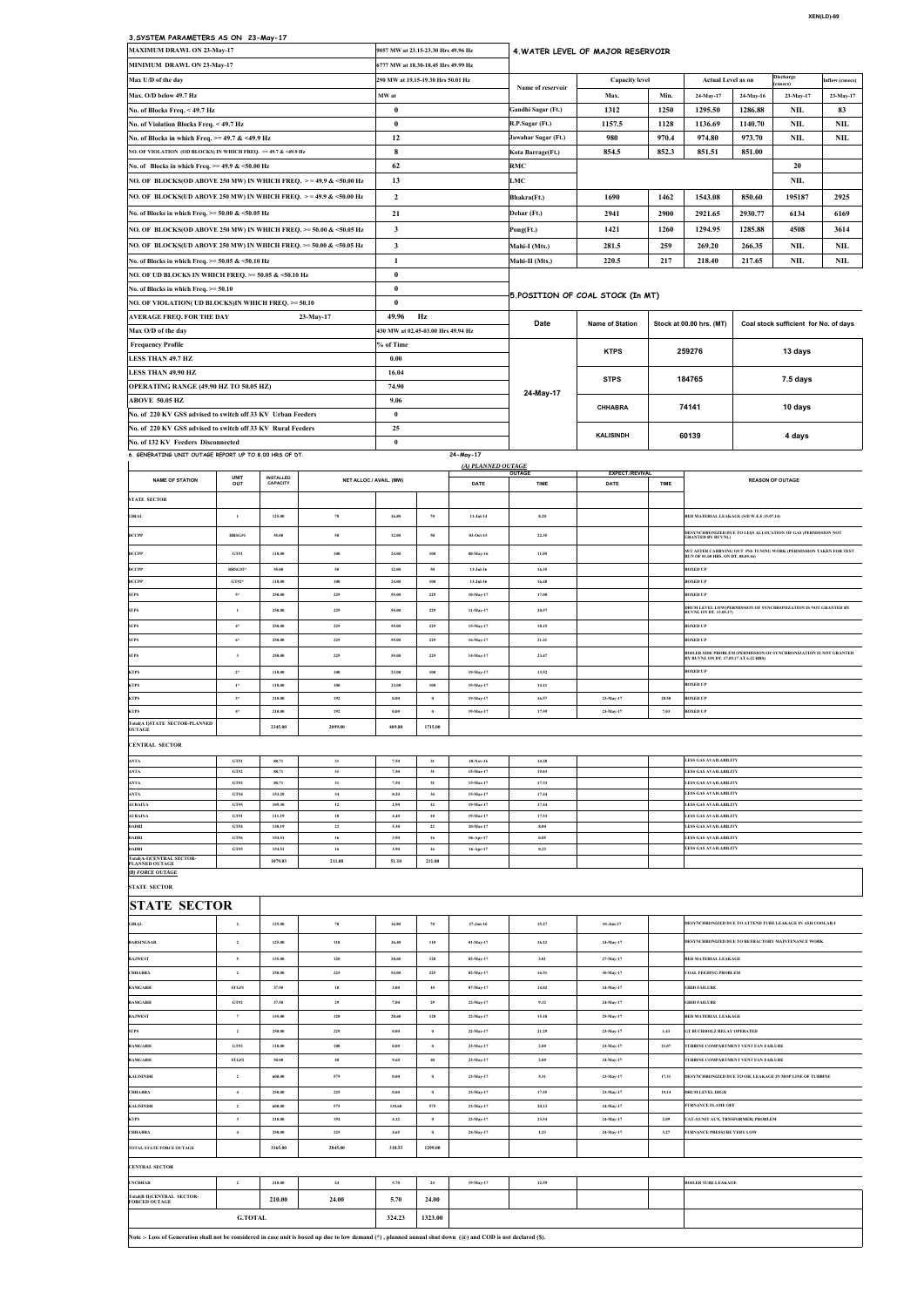XEN(LD)-69

## 3.SYSTEM PARAMETERS AS ON 23-May-17

| | |
|---|---|
| MAXIMUM DRAWL ON 23-May-17 | 9057 MW at 23.15-23.30 Hrs 49.96 Hz |
| MINIMUM DRAWL ON 23-May-17 | 6777 MW at 18.30-18.45 Hrs 49.99 Hz |
| Max U/D of the day | 290 MW at 19.15-19.30 Hrs 50.01 Hz |
| Max. O/D below 49.7 Hz | MW at |
| No. of Blocks Freq. < 49.7 Hz | 0 |
| No. of Violation Blocks Freq. < 49.7 Hz | 0 |
| No. of Blocks in which Freq. >= 49.7 & <49.9 Hz | 12 |
| NO. OF VIOLATION (OD BLOCKS) IN WHICH FREQ. >= 49.7 & <49.9 Hz | 8 |
| No. of Blocks in which Freq. >= 49.9 & <50.00 Hz | 62 |
| NO. OF BLOCKS(OD ABOVE 250 MW) IN WHICH FREQ. >= 49.9 & <50.00 Hz | 13 |
| NO. OF BLOCKS(UD ABOVE 250 MW) IN WHICH FREQ. >= 49.9 & <50.00 Hz | 2 |
| No. of Blocks in which Freq. >= 50.00 & <50.05 Hz | 21 |
| NO. OF BLOCKS(OD ABOVE 250 MW) IN WHICH FREQ. >= 50.00 & <50.05 Hz | 3 |
| NO. OF BLOCKS(UD ABOVE 250 MW) IN WHICH FREQ. >= 50.00 & <50.05 Hz | 3 |
| No. of Blocks in which Freq. >= 50.05 & <50.10 Hz | 1 |
| NO. OF UD BLOCKS IN WHICH FREQ. >= 50.05 & <50.10 Hz | 0 |
| No. of Blocks in which Freq. >= 50.10 | 0 |
| NO. OF VIOLATION( UD BLOCKS)IN WHICH FREQ. >= 50.10 | 0 |
| AVERAGE FREQ. FOR THE DAY 23-May-17 | 49.96 Hz |
| Max O/D of the day | 430 MW at 02.45-03.00 Hrs 49.94 Hz |
| Frequency Profile | % of Time |
| LESS THAN 49.7 HZ | 0.00 |
| LESS THAN 49.90 HZ | 16.04 |
| OPERATING RANGE (49.90 HZ TO 50.05 HZ) | 74.90 |
| ABOVE 50.05 HZ | 9.06 |
| No. of 220 KV GSS advised to switch off 33 KV Urban Feeders | 0 |
| No. of 220 KV GSS advised to switch off 33 KV Rural Feeders | 25 |
| No. of 132 KV Feeders Disconnected | 0 |

## 4.WATER LEVEL OF MAJOR RESERVOIR

| Name of reservoir | Capacity level | | Actual Level as on | | Discharge (cusecs) | Inflow (cusecs) |
|---|---|---|---|---|---|---|
| | Max. | Min. | 24-May-17 | 24-May-16 | 23-May-17 | 23-May-17 |
| Gandhi Sagar (Ft.) | 1312 | 1250 | 1295.50 | 1286.88 | NIL | 83 |
| R.P.Sagar (Ft.) | 1157.5 | 1128 | 1136.69 | 1140.70 | NIL | NIL |
| Jawahar Sagar (Ft.) | 980 | 970.4 | 974.80 | 973.70 | NIL | NIL |
| Kota Barrage(Ft.) | 854.5 | 852.3 | 851.51 | 851.00 | | |
| RMC | | | | | 20 | |
| LMC | | | | | NIL | |
| Bhakra(Ft.) | 1690 | 1462 | 1543.08 | 850.60 | 195187 | 2925 |
| Dehar (Ft.) | 2941 | 2900 | 2921.65 | 2930.77 | 6134 | 6169 |
| Pong(Ft.) | 1421 | 1260 | 1294.95 | 1285.88 | 4508 | 3614 |
| Mahi-I (Mts.) | 281.5 | 259 | 269.20 | 266.35 | NIL | NIL |
| Mahi-II (Mts.) | 220.5 | 217 | 218.40 | 217.65 | NIL | NIL |

## 5.POSITION OF COAL STOCK (In MT)

| Date | Name of Station | Stock at 00.00 hrs. (MT) | Coal stock sufficient for No. of days |
|---|---|---|---|
| 24-May-17 | KTPS | 259276 | 13 days |
| | STPS | 184765 | 7.5 days |
| | CHHABRA | 74141 | 10 days |
| | KALISINDH | 60139 | 4 days |

## 6. GENERATING UNIT OUTAGE REPORT UP TO 8.00 HRS OF DT. 24-May-17

### (A) PLANNED OUTAGE

| NAME OF STATION | UNIT OUT | INSTALLED CAPACITY | NET ALLOC./ AVAIL. (MW) | | | OUTAGE DATE | OUTAGE TIME | EXPECT./REVIVAL DATE | EXPECT./REVIVAL TIME | REASON OF OUTAGE |
|---|---|---|---|---|---|---|---|---|---|---|
| STATE SECTOR | | | | | | | | | | |
| GIRAL | 1 | 125.00 | 70 | 16.80 | 70 | 11-Jul-14 | 8.20 | | | BED MATERIAL LEAKAGE (S/D W.E.F.15.07.14) |
| DCCPP | HRSG#1 | 55.00 | 50 | 12.00 | 50 | 03-Oct-15 | 22.35 | | | DESYNCHRONIZED DUE TO LESS ALLOCATION OF GAS (PERMISSION NOT GRANTED BY RUVNL) |
| DCCPP | GT#1 | 110.00 | 100 | 24.00 | 100 | 08-May-16 | 11.09 | | | NOT AFTER CARRYING OUT PSS TUNING WORK (PERMISSION TAKEN FOR TEST RUN OF 01.00 HRS. ON DT. 08.05.16) |
| DCCPP | HRSG#2* | 55.00 | 50 | 12.00 | 50 | 13-Jul-16 | 16.35 | | | BOXED UP |
| DCCPP | GT#2* | 110.00 | 100 | 24.00 | 100 | 13-Jul-16 | 16.08 | | | BOXED UP |
| STPS | 5* | 250.00 | 229 | 55.00 | 229 | 10-May-17 | 17.00 | | | BOXED UP |
| STPS | 1 | 250.00 | 229 | 55.00 | 229 | 11-May-17 | 20.57 | | | DRUM LEVEL LOW(PERMISSION OF SYNCHRONIZATION IS NOT GRANTED BY RUVNL ON DT. 13.05.17) |
| STPS | 4* | 250.00 | 229 | 55.00 | 229 | 15-May-17 | 18.15 | | | BOXED UP |
| STPS | 6* | 250.00 | 229 | 55.00 | 229 | 16-May-17 | 21.41 | | | BOXED UP |
| STPS | 3 | 250.00 | 229 | 55.00 | 229 | 14-May-17 | 23.47 | | | BOILER SIDE PROBLEM (PERMISSION OF SYNCHRONIZATION IS NOT GRANTED BY RUVNL ON DT. 17.05.17 AT 6.12 HRS) |
| KTPS | 2* | 110.00 | 100 | 23.00 | 100 | 19-May-17 | 13.52 | | | BOXED UP |
| KTPS | 1* | 110.00 | 100 | 23.00 | 100 | 19-May-17 | 14.11 | | | BOXED UP |
| KTPS | 3* | 210.00 | 192 | 0.00 | 0 | 19-May-17 | 16.57 | 23-May-17 | 20.50 | BOXED UP |
| KTPS | 4* | 210.00 | 192 | 0.00 | 0 | 19-May-17 | 17.59 | 23-May-17 | 7.03 | BOXED UP |
| Total(A I)STATE SECTOR-PLANNED OUTAGE | | 2345.00 | 2099.00 | 409.80 | 1715.00 | | | | | |
| CENTRAL SECTOR | | | | | | | | | | |
| ANTA | GT#1 | 88.71 | 31 | 7.50 | 31 | 18-Nov-16 | 14.28 | | | LESS GAS AVAILABILITY |
| ANTA | GT#2 | 88.71 | 31 | 7.50 | 31 | 15-Mar-17 | 19.03 | | | LESS GAS AVAILABILITY |
| ANTA | GT#3 | 88.71 | 31 | 7.50 | 31 | 15-Mar-17 | 17.13 | | | LESS GAS AVAILABILITY |
| ANTA | GT#4 | 153.20 | 34 | 8.20 | 34 | 15-Mar-17 | 17.41 | | | LESS GAS AVAILABILITY |
| AURAIYA | GT#5 | 109.30 | 12 | 2.90 | 12 | 19-Mar-17 | 17.44 | | | LESS GAS AVAILABILITY |
| AURAIYA | GT#1 | 111.19 | 18 | 4.40 | 18 | 19-Mar-17 | 17.53 | | | LESS GAS AVAILABILITY |
| DADRI | GT#4 | 130.19 | 22 | 5.30 | 22 | 20-Mar-17 | 8.00 | | | LESS GAS AVAILABILITY |
| DADRI | GT#6 | 154.51 | 16 | 3.90 | 16 | 06-Apr-17 | 0.05 | | | LESS GAS AVAILABILITY |
| DADRI | GT#5 | 154.51 | 16 | 3.90 | 16 | 16-Apr-17 | 0.23 | | | LESS GAS AVAILABILITY |
| Total(A-I)CENTRAL SECTOR-PLANNED OUTAGE | | 1079.03 | 211.00 | 51.10 | 211.00 | | | | | |

### (B) FORCE OUTAGE

STATE SECTOR

| NAME OF STATION | UNIT OUT | INSTALLED CAPACITY | NET ALLOC./ AVAIL. (MW) | | | OUTAGE DATE | OUTAGE TIME | EXPECT./REVIVAL DATE | EXPECT./REVIVAL TIME | REASON OF OUTAGE |
|---|---|---|---|---|---|---|---|---|---|---|
| **STATE SECTOR** | | | | | | | | | | |
| GIRAL | 2 | 125.00 | 70 | 16.80 | 70 | 27-Jan-16 | 15.27 | 01-Jun-17 | | DESYNCHRONIZED DUE TO ATTEND TUBE LEAKAGE IN ASH COOLAR-I |
| BARSINGSAR | 2 | 125.00 | 110 | 26.40 | 110 | 01-May-17 | 16.12 | 24-May-17 | | DESYNCHRONIZED DUE TO REFRACTORY MAINTENANCE WORK |
| RAJWEST | 5 | 135.00 | 120 | 28.60 | 120 | 02-May-17 | 3.01 | 27-May-17 | | BED MATERIAL LEAKAGE |
| CHHABRA | 2 | 250.00 | 225 | 54.00 | 225 | 02-May-17 | 16.51 | 30-May-17 | | COAL FEEDING PROBLEM |
| RAMGARH | STG#1 | 37.50 | 18 | 3.80 | 18 | 07-May-17 | 14.02 | 24-May-17 | | GRID FAILURE |
| RAMGARH | GT#2 | 37.50 | 29 | 7.00 | 29 | 22-May-17 | 9.12 | 24-May-17 | | GRID FAILURE |
| RAJWEST | 7 | 135.00 | 120 | 28.60 | 120 | 22-May-17 | 15.10 | 25-May-17 | | BED MATERIAL LEAKAGE |
| STPS | 2 | 250.00 | 229 | 0.00 | 0 | 22-May-17 | 21.29 | 23-May-17 | 1.43 | GT BUCHHOLZ RELAY OPERATED |
| RAMGARH | GT#3 | 110.00 | 100 | 0.00 | 0 | 23-May-17 | 2.00 | 23-May-17 | 21.07 | TURBINE COMPARTMENT VENT FAN FAILURE |
| RAMGARH | STG#2 | 50.00 | 48 | 9.60 | 48 | 23-May-17 | 2.00 | 24-May-17 | | TURBINE COMPARTMENT VENT FAN FAILURE |
| KALISINDH | 2 | 600.00 | 575 | 0.00 | 0 | 23-May-17 | 5.31 | 23-May-17 | 17.31 | DESYNCHRONIZED DUE TO OIL LEAKAGE IN MOP LINE OF TURBINE |
| CHHABRA | 4 | 250.00 | 225 | 0.00 | 0 | 23-May-17 | 17.55 | 23-May-17 | 19.14 | DRUM LEVEL HIGH |
| KALISINDH | 2 | 600.00 | 575 | 138.60 | 575 | 23-May-17 | 20.13 | 24-May-17 | | FURNANCE FLAME OFF |
| KTPS | 3 | 210.00 | 192 | 6.12 | 0 | 23-May-17 | 23.54 | 24-May-17 | 2.09 | UAT-3(UNIT AUX. TRNSFORMER) PROBLEM |
| CHHABRA | 4 | 250.00 | 225 | 4.65 | 0 | 24-May-17 | 1.23 | 24-May-17 | 3.27 | FURNANCE PRESSURE VERY LOW |
| TOTAL STATE FORCE OUTAGE | | 3165.00 | 2845.00 | 318.53 | 1299.00 | | | | | |
| CENTRAL SECTOR | | | | | | | | | | |
| UNCHHAR | 2 | 210.00 | 24 | 5.70 | 24 | 19-May-17 | 12.59 | | | BOILER TUBE LEAKAGE |
| Total(B II)CENTRAL SECTOR-FORCED OUTAGE | | 210.00 | 24.00 | 5.70 | 24.00 | | | | | |
| G.TOTAL | | | | 324.23 | 1323.00 | | | | | |

Note :- Loss of Generation shall not be considered in case unit is boxed up due to low demand (*) , planned annual shut down (@) and COD is not declared ($).